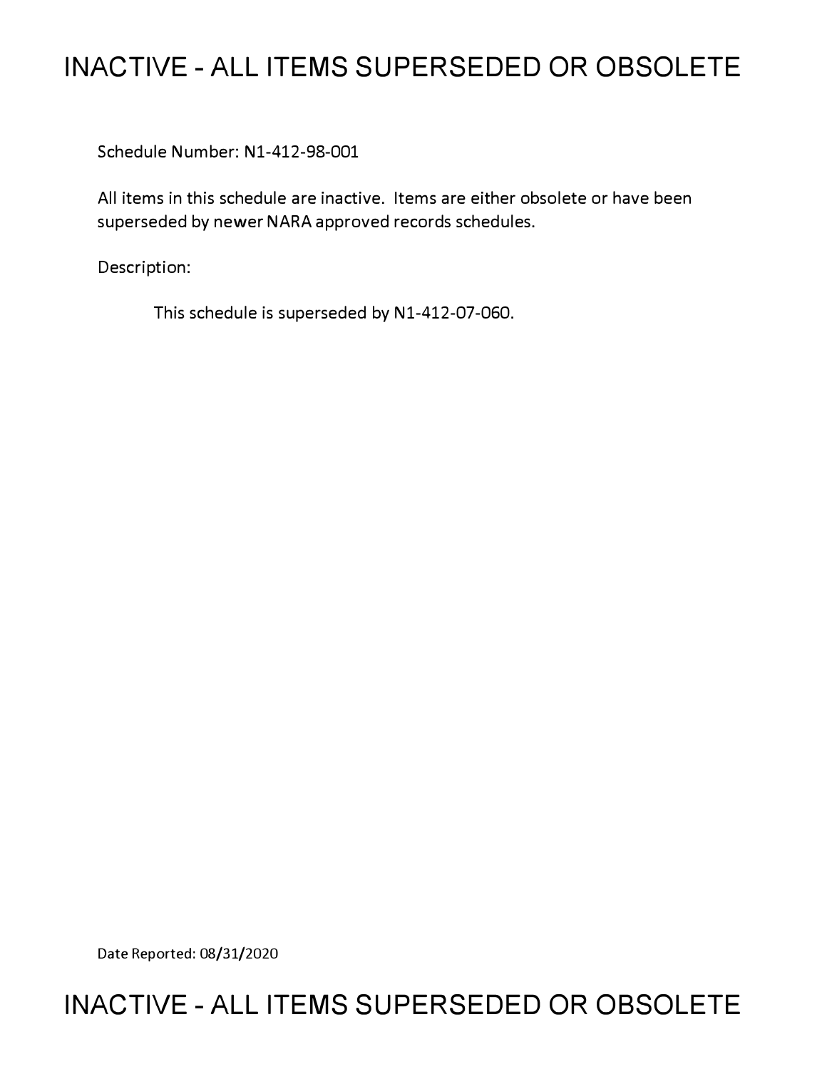# INACTIVE - ALL ITEMS SUPERSEDED OR OBSOLETE

Schedule Number: N1-412-98-001

All items in this schedule are inactive. Items are either obsolete or have been superseded by newer NARA approved records schedules.

Description:

This schedule is superseded by N1-412-07-060.

Date Reported: 08/31/2020

# INACTIVE - ALL ITEMS SUPERSEDED OR OBSOLETE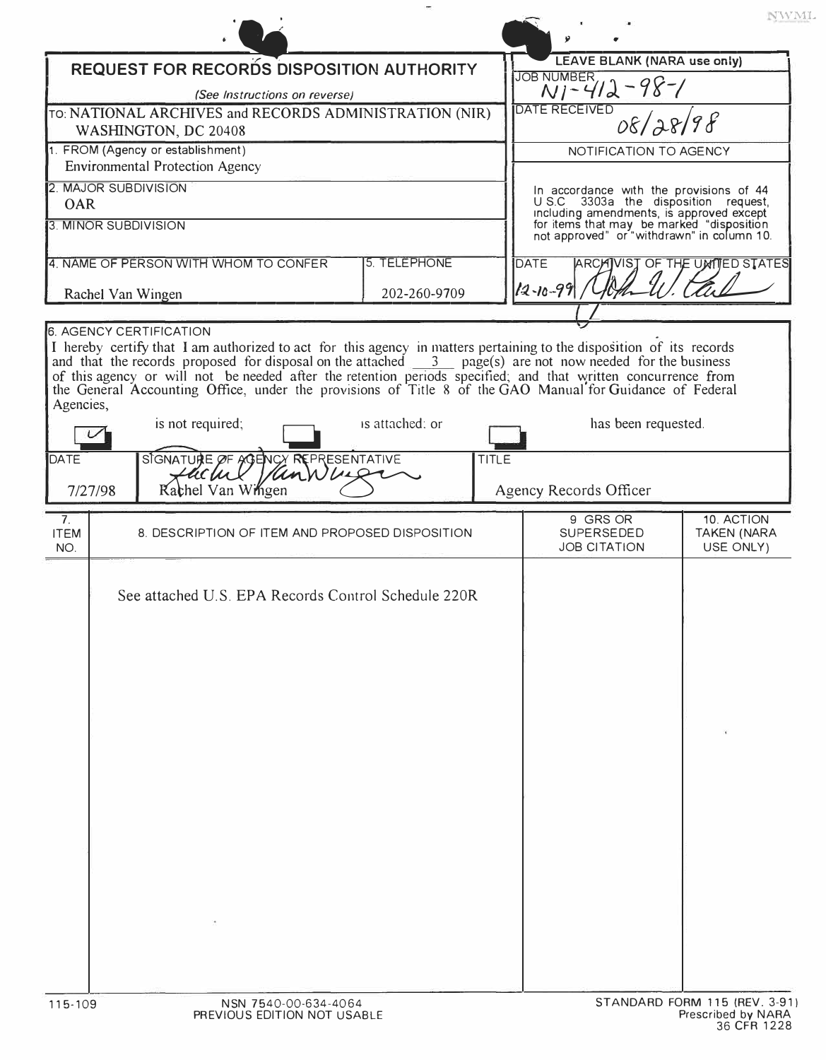NWML

# REQUEST FOR RECORDS DISPOSITION AUTHORITY

*(See Instructions on reverse)*

TO: NATIONAL ARCHIVES and RECORDS ADMINISTRATION (NIR)
WASHINGTON, DC 20408

| LEAVE BLANK (NARA use only) |
| --- |
| JOB NUMBER N1-412-98-1 |
| DATE RECEIVED 08/28/98 |
| NOTIFICATION TO AGENCY |
| In accordance with the provisions of 44 U.S.C. 3303a the disposition request, including amendments, is approved except for items that may be marked "disposition not approved" or "withdrawn" in column 10. |
| DATE 12-10-99 ARCHIVIST OF THE UNITED STATES [signature] |

1. FROM (Agency or establishment)
Environmental Protection Agency

2. MAJOR SUBDIVISION
OAR

3. MINOR SUBDIVISION

| 4. NAME OF PERSON WITH WHOM TO CONFER | 5. TELEPHONE |
| --- | --- |
| Rachel Van Wingen | 202-260-9709 |

6. AGENCY CERTIFICATION

I hereby certify that I am authorized to act for this agency in matters pertaining to the disposition of its records and that the records proposed for disposal on the attached 3 page(s) are not now needed for the business of this agency or will not be needed after the retention periods specified; and that written concurrence from the General Accounting Office, under the provisions of Title 8 of the GAO Manual for Guidance of Federal Agencies,

- [x] is not required;
- [ ] is attached; or
- [ ] has been requested.

| DATE | SIGNATURE OF AGENCY REPRESENTATIVE | TITLE |
| --- | --- | --- |
| 7/27/98 | Rachel Van Wingen | Agency Records Officer |

| 7. ITEM NO. | 8. DESCRIPTION OF ITEM AND PROPOSED DISPOSITION | 9. GRS OR SUPERSEDED JOB CITATION | 10. ACTION TAKEN (NARA USE ONLY) |
| --- | --- | --- | --- |
| | See attached U.S. EPA Records Control Schedule 220R | | |

115-109 NSN 7540-00-634-4064 PREVIOUS EDITION NOT USABLE

STANDARD FORM 115 (REV. 3-91) Prescribed by NARA 36 CFR 1228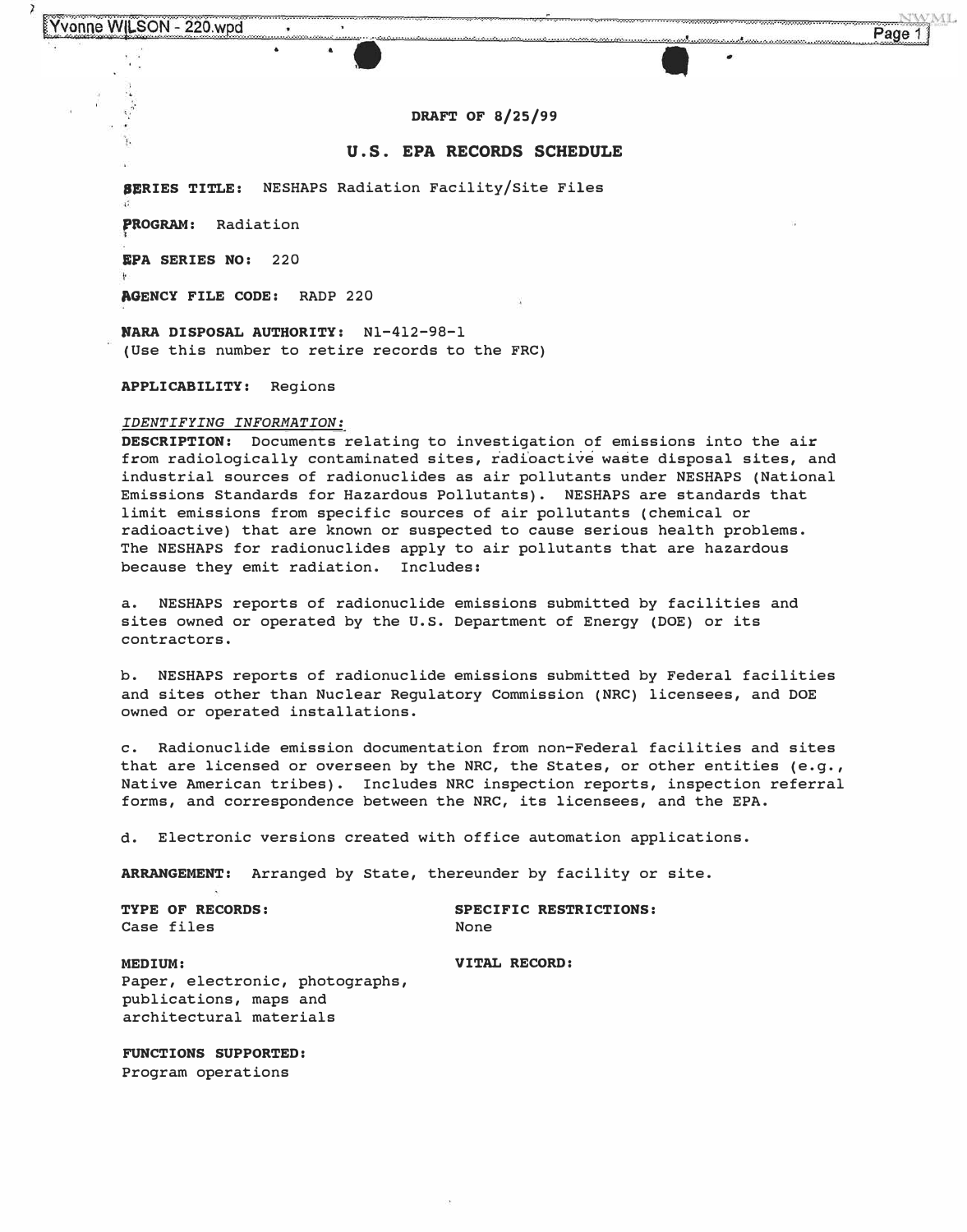DRAFT OF 8/25/99

# U.S. EPA RECORDS SCHEDULE

**SERIES TITLE:** NESHAPS Radiation Facility/Site Files

**PROGRAM:** Radiation

**EPA SERIES NO:** 220

**AGENCY FILE CODE:** RADP 220

**NARA DISPOSAL AUTHORITY:** N1-412-98-1
(Use this number to retire records to the FRC)

**APPLICABILITY:** Regions

*IDENTIFYING INFORMATION:*

**DESCRIPTION:** Documents relating to investigation of emissions into the air from radiologically contaminated sites, radioactive waste disposal sites, and industrial sources of radionuclides as air pollutants under NESHAPS (National Emissions Standards for Hazardous Pollutants). NESHAPS are standards that limit emissions from specific sources of air pollutants (chemical or radioactive) that are known or suspected to cause serious health problems. The NESHAPS for radionuclides apply to air pollutants that are hazardous because they emit radiation. Includes:

a. NESHAPS reports of radionuclide emissions submitted by facilities and sites owned or operated by the U.S. Department of Energy (DOE) or its contractors.

b. NESHAPS reports of radionuclide emissions submitted by Federal facilities and sites other than Nuclear Regulatory Commission (NRC) licensees, and DOE owned or operated installations.

c. Radionuclide emission documentation from non-Federal facilities and sites that are licensed or overseen by the NRC, the States, or other entities (e.g., Native American tribes). Includes NRC inspection reports, inspection referral forms, and correspondence between the NRC, its licensees, and the EPA.

d. Electronic versions created with office automation applications.

**ARRANGEMENT:** Arranged by State, thereunder by facility or site.

**TYPE OF RECORDS:**
Case files

**SPECIFIC RESTRICTIONS:**
None

**MEDIUM:**
Paper, electronic, photographs, publications, maps and architectural materials

**VITAL RECORD:**

**FUNCTIONS SUPPORTED:**
Program operations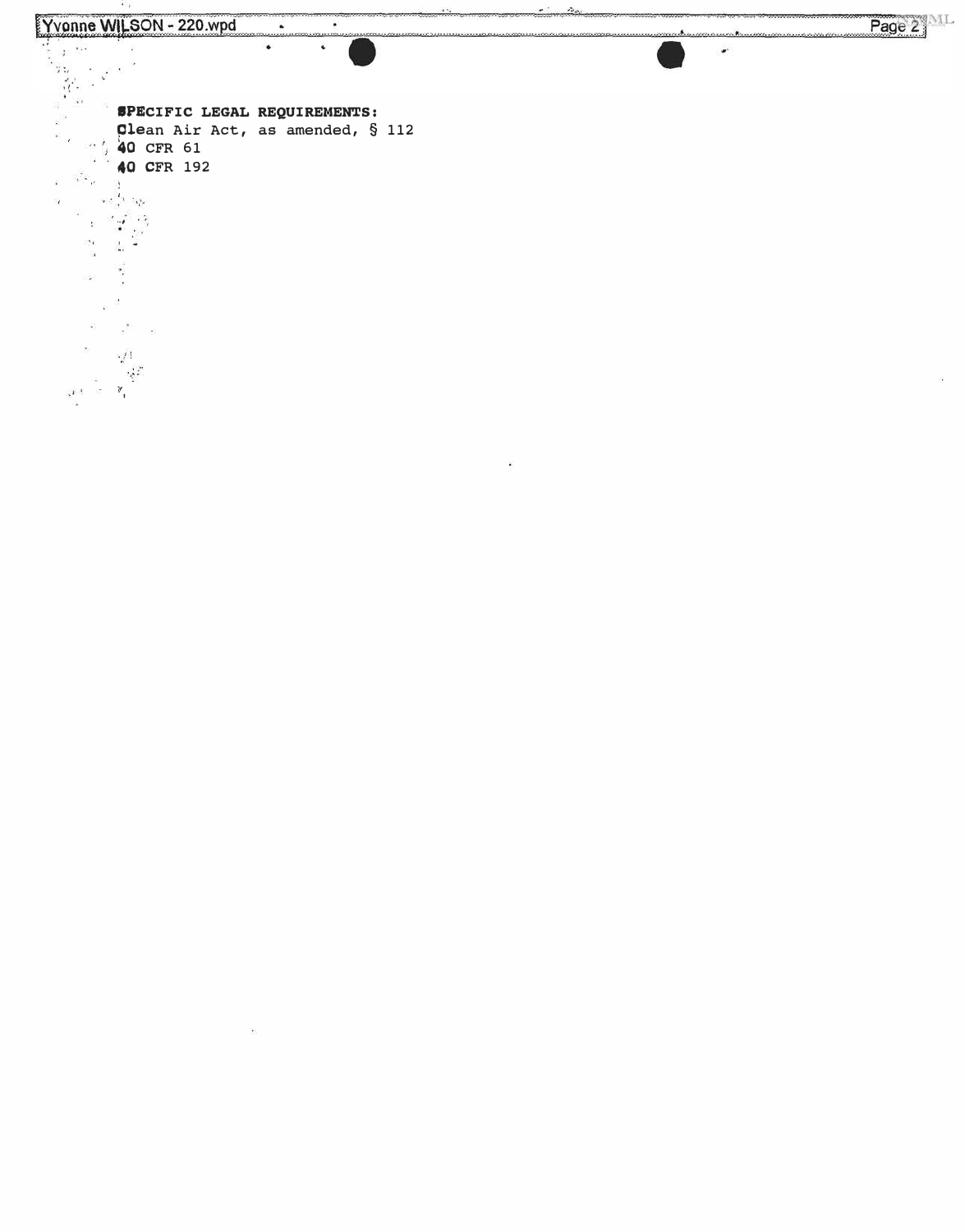**SPECIFIC LEGAL REQUIREMENTS:**
Clean Air Act, as amended, § 112
40 CFR 61
40 CFR 192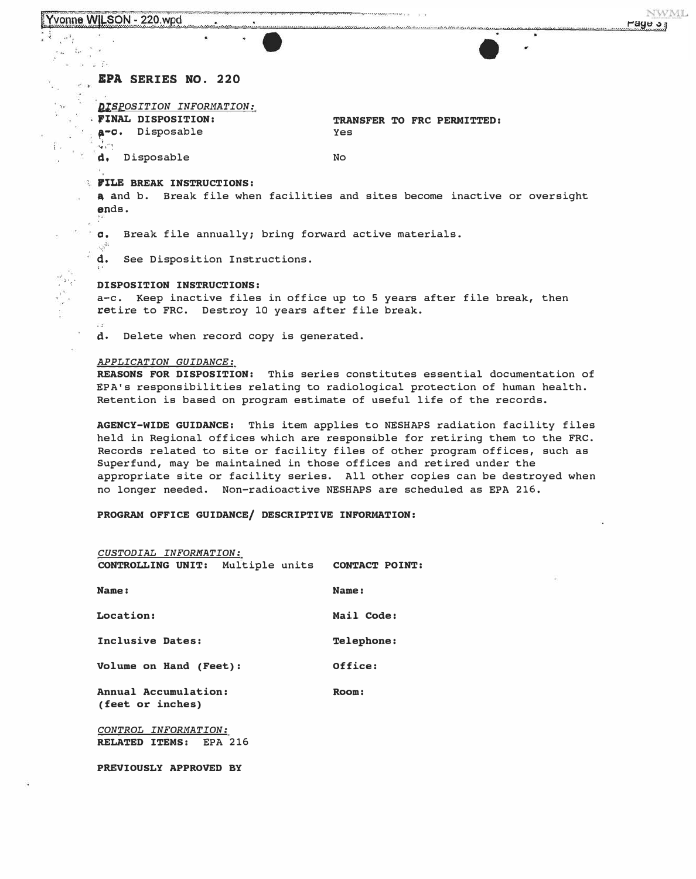## EPA SERIES NO. 220

*DISPOSITION INFORMATION:*

| FINAL DISPOSITION: | TRANSFER TO FRC PERMITTED: |
|---|---|
| a-c. Disposable | Yes |
| d. Disposable | No |

**FILE BREAK INSTRUCTIONS:**
a and b. Break file when facilities and sites become inactive or oversight ends.

c. Break file annually; bring forward active materials.

d. See Disposition Instructions.

**DISPOSITION INSTRUCTIONS:**
a-c. Keep inactive files in office up to 5 years after file break, then retire to FRC. Destroy 10 years after file break.

d. Delete when record copy is generated.

*APPLICATION GUIDANCE:*
**REASONS FOR DISPOSITION:** This series constitutes essential documentation of EPA's responsibilities relating to radiological protection of human health. Retention is based on program estimate of useful life of the records.

**AGENCY-WIDE GUIDANCE:** This item applies to NESHAPS radiation facility files held in Regional offices which are responsible for retiring them to the FRC. Records related to site or facility files of other program offices, such as Superfund, may be maintained in those offices and retired under the appropriate site or facility series. All other copies can be destroyed when no longer needed. Non-radioactive NESHAPS are scheduled as EPA 216.

**PROGRAM OFFICE GUIDANCE/ DESCRIPTIVE INFORMATION:**

*CUSTODIAL INFORMATION:*

| **CONTROLLING UNIT:** Multiple units | **CONTACT POINT:** |
|---|---|
| **Name:** | **Name:** |
| **Location:** | **Mail Code:** |
| **Inclusive Dates:** | **Telephone:** |
| **Volume on Hand (Feet):** | **Office:** |
| **Annual Accumulation: (feet or inches)** | **Room:** |

*CONTROL INFORMATION:*
**RELATED ITEMS:** EPA 216

**PREVIOUSLY APPROVED BY**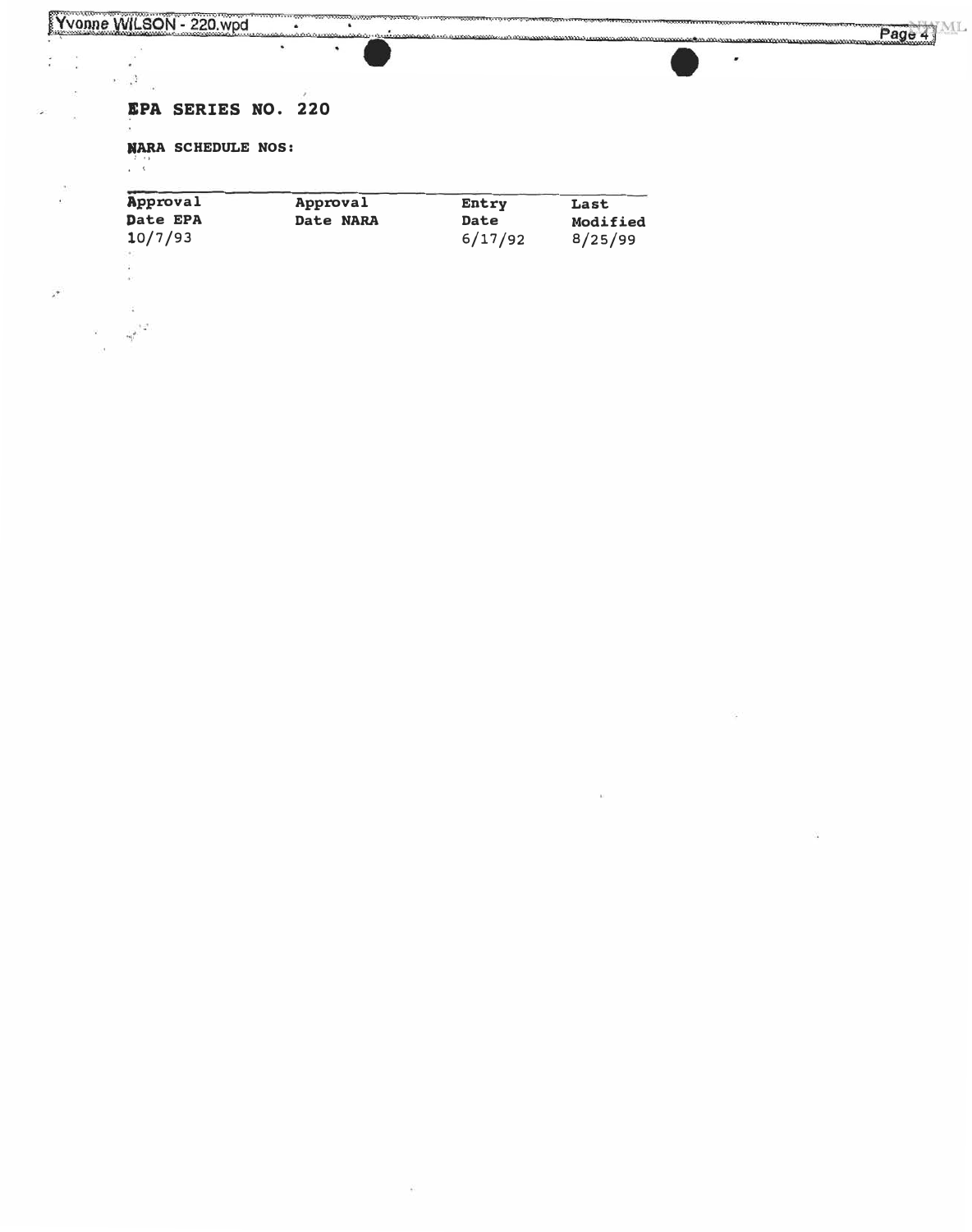**EPA SERIES NO. 220**

**NARA SCHEDULE NOS:**

| Approval Date EPA | Approval Date NARA | Entry Date | Last Modified |
|---|---|---|---|
| 10/7/93 | | 6/17/92 | 8/25/99 |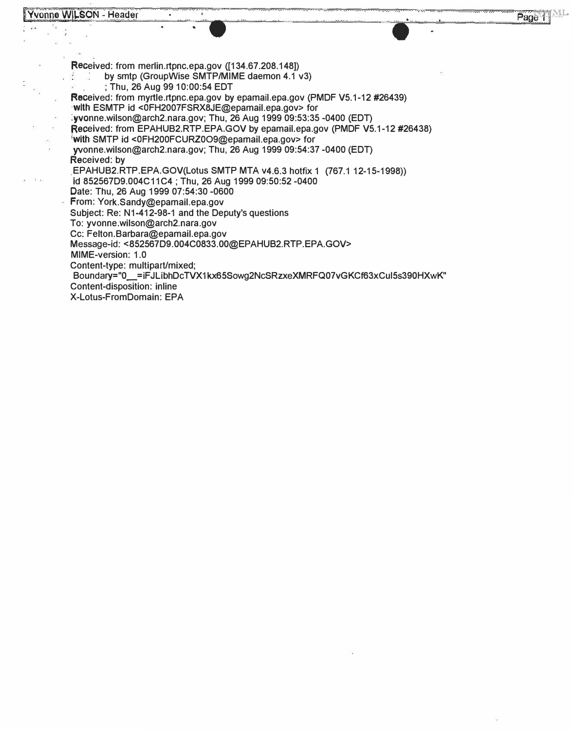Received: from merlin.rtpnc.epa.gov ([134.67.208.148])
by smtp (GroupWise SMTP/MIME daemon 4.1 v3)
; Thu, 26 Aug 99 10:00:54 EDT
Received: from myrtle.rtpnc.epa.gov by epamail.epa.gov (PMDF V5.1-12 #26439)
with ESMTP id <0FH2007FSRX8JE@epamail.epa.gov> for
yvonne.wilson@arch2.nara.gov; Thu, 26 Aug 1999 09:53:35 -0400 (EDT)
Received: from EPAHUB2.RTP.EPA.GOV by epamail.epa.gov (PMDF V5.1-12 #26438)
with SMTP id <0FH200FCURZ0O9@epamail.epa.gov> for
yvonne.wilson@arch2.nara.gov; Thu, 26 Aug 1999 09:54:37 -0400 (EDT)
Received: by
EPAHUB2.RTP.EPA.GOV(Lotus SMTP MTA v4.6.3 hotfix 1 (767.1 12-15-1998))
id 852567D9.004C11C4 ; Thu, 26 Aug 1999 09:50:52 -0400
Date: Thu, 26 Aug 1999 07:54:30 -0600
From: York.Sandy@epamail.epa.gov
Subject: Re: N1-412-98-1 and the Deputy's questions
To: yvonne.wilson@arch2.nara.gov
Cc: Felton.Barbara@epamail.epa.gov
Message-id: <852567D9.004C0833.00@EPAHUB2.RTP.EPA.GOV>
MIME-version: 1.0
Content-type: multipart/mixed;
Boundary="0__=iFJLibhDcTVX1kx65Sowg2NcSRzxeXMRFQ07vGKCf63xCul5s390HXwK"
Content-disposition: inline
X-Lotus-FromDomain: EPA